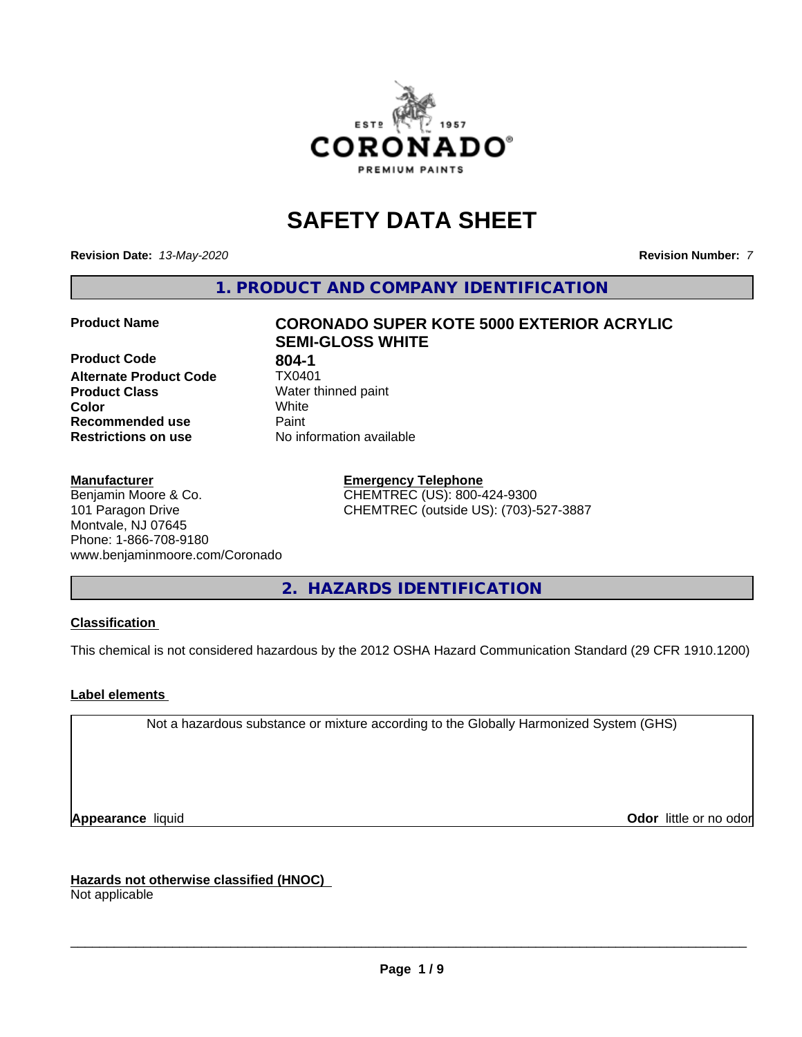# SAFETY DATA SHEET

**Revision Date:** *13-May-2020* **Revision Number:** *7*

## 1. PRODUCT AND COMPANY IDENTIFICATION

| | |
|---|---|
| **Product Name** | **CORONADO SUPER KOTE 5000 EXTERIOR ACRYLIC SEMI-GLOSS WHITE** |
| **Product Code** | **804-1** |
| **Alternate Product Code** | TX0401 |
| **Product Class** | Water thinned paint |
| **Color** | White |
| **Recommended use** | Paint |
| **Restrictions on use** | No information available |

**Manufacturer**
Benjamin Moore & Co.
101 Paragon Drive
Montvale, NJ 07645
Phone: 1-866-708-9180
www.benjaminmoore.com/Coronado

**Emergency Telephone**
CHEMTREC (US): 800-424-9300
CHEMTREC (outside US): (703)-527-3887

## 2. HAZARDS IDENTIFICATION

**Classification**

This chemical is not considered hazardous by the 2012 OSHA Hazard Communication Standard (29 CFR 1910.1200)

**Label elements**

Not a hazardous substance or mixture according to the Globally Harmonized System (GHS)

**Appearance** liquid **Odor** little or no odor

**Hazards not otherwise classified (HNOC)**
Not applicable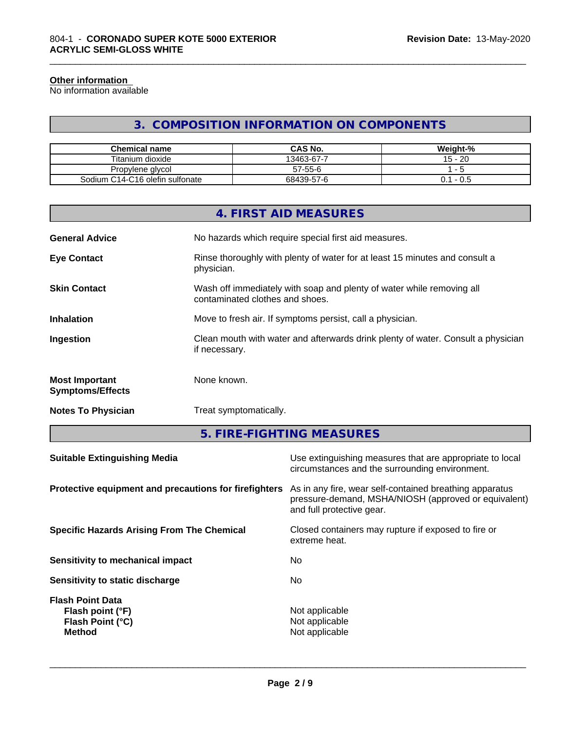#### Other information

No information available

## 3. COMPOSITION INFORMATION ON COMPONENTS

| Chemical name | CAS No. | Weight-% |
| --- | --- | --- |
| Titanium dioxide | 13463-67-7 | 15 - 20 |
| Propylene glycol | 57-55-6 | 1 - 5 |
| Sodium C14-C16 olefin sulfonate | 68439-57-6 | 0.1 - 0.5 |

## 4. FIRST AID MEASURES

**General Advice** No hazards which require special first aid measures.

**Eye Contact** Rinse thoroughly with plenty of water for at least 15 minutes and consult a physician.

**Skin Contact** Wash off immediately with soap and plenty of water while removing all contaminated clothes and shoes.

**Inhalation** Move to fresh air. If symptoms persist, call a physician.

**Ingestion** Clean mouth with water and afterwards drink plenty of water. Consult a physician if necessary.

**Most Important Symptoms/Effects** None known.

**Notes To Physician** Treat symptomatically.

## 5. FIRE-FIGHTING MEASURES

**Suitable Extinguishing Media** Use extinguishing measures that are appropriate to local circumstances and the surrounding environment.

**Protective equipment and precautions for firefighters** As in any fire, wear self-contained breathing apparatus pressure-demand, MSHA/NIOSH (approved or equivalent) and full protective gear.

**Specific Hazards Arising From The Chemical** Closed containers may rupture if exposed to fire or extreme heat.

**Sensitivity to mechanical impact** No

**Sensitivity to static discharge** No

**Flash Point Data**
**Flash point (°F)** Not applicable
**Flash Point (°C)** Not applicable
**Method** Not applicable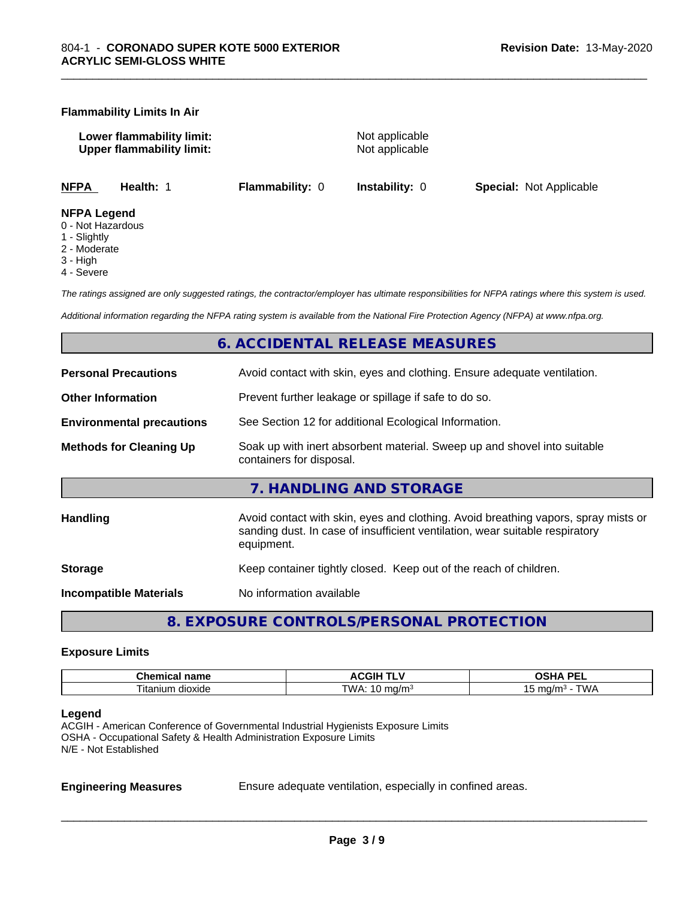**Flammability Limits In Air**

**Lower flammability limit:** Not applicable
**Upper flammability limit:** Not applicable

**NFPA** **Health:** 1 **Flammability:** 0 **Instability:** 0 **Special:** Not Applicable

**NFPA Legend**
0 - Not Hazardous
1 - Slightly
2 - Moderate
3 - High
4 - Severe

*The ratings assigned are only suggested ratings, the contractor/employer has ultimate responsibilities for NFPA ratings where this system is used.*

*Additional information regarding the NFPA rating system is available from the National Fire Protection Agency (NFPA) at www.nfpa.org.*

## 6. ACCIDENTAL RELEASE MEASURES

**Personal Precautions** Avoid contact with skin, eyes and clothing. Ensure adequate ventilation.

**Other Information** Prevent further leakage or spillage if safe to do so.

**Environmental precautions** See Section 12 for additional Ecological Information.

**Methods for Cleaning Up** Soak up with inert absorbent material. Sweep up and shovel into suitable containers for disposal.

## 7. HANDLING AND STORAGE

**Handling** Avoid contact with skin, eyes and clothing. Avoid breathing vapors, spray mists or sanding dust. In case of insufficient ventilation, wear suitable respiratory equipment.

**Storage** Keep container tightly closed. Keep out of the reach of children.

**Incompatible Materials** No information available

## 8. EXPOSURE CONTROLS/PERSONAL PROTECTION

**Exposure Limits**

| Chemical name | ACGIH TLV | OSHA PEL |
|---|---|---|
| Titanium dioxide | TWA: 10 mg/m$^3$ | 15 mg/m$^3$ - TWA |

**Legend**
ACGIH - American Conference of Governmental Industrial Hygienists Exposure Limits
OSHA - Occupational Safety & Health Administration Exposure Limits
N/E - Not Established

**Engineering Measures** Ensure adequate ventilation, especially in confined areas.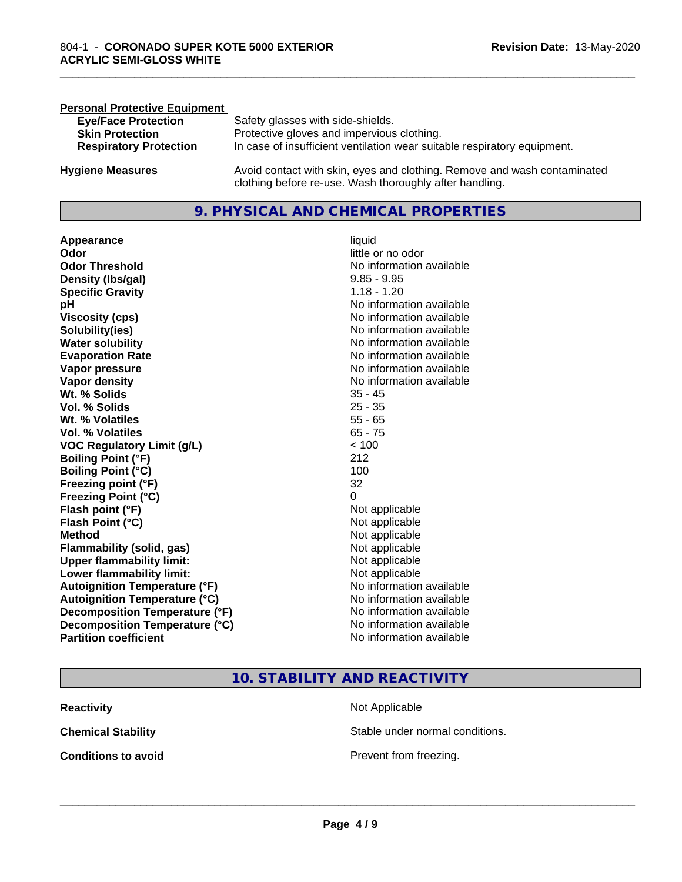**Personal Protective Equipment**

| | |
|---|---|
| **Eye/Face Protection** | Safety glasses with side-shields. |
| **Skin Protection** | Protective gloves and impervious clothing. |
| **Respiratory Protection** | In case of insufficient ventilation wear suitable respiratory equipment. |

| | |
|---|---|
| **Hygiene Measures** | Avoid contact with skin, eyes and clothing. Remove and wash contaminated clothing before re-use. Wash thoroughly after handling. |

## 9. PHYSICAL AND CHEMICAL PROPERTIES

| | |
|---|---|
| **Appearance** | liquid |
| **Odor** | little or no odor |
| **Odor Threshold** | No information available |
| **Density (lbs/gal)** | 9.85 - 9.95 |
| **Specific Gravity** | 1.18 - 1.20 |
| **pH** | No information available |
| **Viscosity (cps)** | No information available |
| **Solubility(ies)** | No information available |
| **Water solubility** | No information available |
| **Evaporation Rate** | No information available |
| **Vapor pressure** | No information available |
| **Vapor density** | No information available |
| **Wt. % Solids** | 35 - 45 |
| **Vol. % Solids** | 25 - 35 |
| **Wt. % Volatiles** | 55 - 65 |
| **Vol. % Volatiles** | 65 - 75 |
| **VOC Regulatory Limit (g/L)** | < 100 |
| **Boiling Point (°F)** | 212 |
| **Boiling Point (°C)** | 100 |
| **Freezing point (°F)** | 32 |
| **Freezing Point (°C)** | 0 |
| **Flash point (°F)** | Not applicable |
| **Flash Point (°C)** | Not applicable |
| **Method** | Not applicable |
| **Flammability (solid, gas)** | Not applicable |
| **Upper flammability limit:** | Not applicable |
| **Lower flammability limit:** | Not applicable |
| **Autoignition Temperature (°F)** | No information available |
| **Autoignition Temperature (°C)** | No information available |
| **Decomposition Temperature (°F)** | No information available |
| **Decomposition Temperature (°C)** | No information available |
| **Partition coefficient** | No information available |

## 10. STABILITY AND REACTIVITY

| | |
|---|---|
| **Reactivity** | Not Applicable |
| **Chemical Stability** | Stable under normal conditions. |
| **Conditions to avoid** | Prevent from freezing. |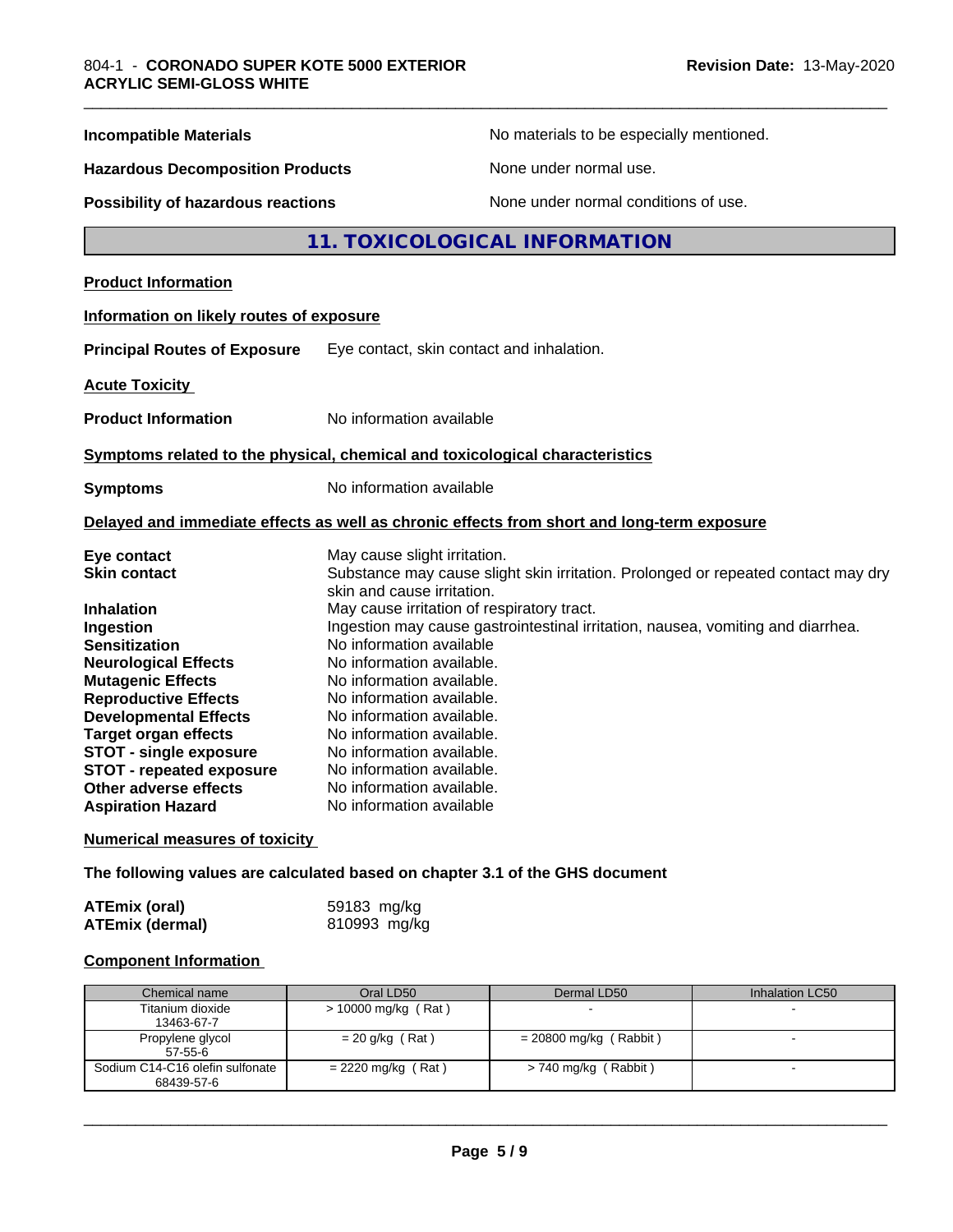| | |
|---|---|
| **Incompatible Materials** | No materials to be especially mentioned. |
| **Hazardous Decomposition Products** | None under normal use. |
| **Possibility of hazardous reactions** | None under normal conditions of use. |

## 11. TOXICOLOGICAL INFORMATION

**Product Information**

**Information on likely routes of exposure**

**Principal Routes of Exposure** Eye contact, skin contact and inhalation.

**Acute Toxicity**

**Product Information** No information available

**Symptoms related to the physical, chemical and toxicological characteristics**

**Symptoms** No information available

**Delayed and immediate effects as well as chronic effects from short and long-term exposure**

| | |
|---|---|
| **Eye contact** | May cause slight irritation. |
| **Skin contact** | Substance may cause slight skin irritation. Prolonged or repeated contact may dry skin and cause irritation. |
| **Inhalation** | May cause irritation of respiratory tract. |
| **Ingestion** | Ingestion may cause gastrointestinal irritation, nausea, vomiting and diarrhea. |
| **Sensitization** | No information available |
| **Neurological Effects** | No information available. |
| **Mutagenic Effects** | No information available. |
| **Reproductive Effects** | No information available. |
| **Developmental Effects** | No information available. |
| **Target organ effects** | No information available. |
| **STOT - single exposure** | No information available. |
| **STOT - repeated exposure** | No information available. |
| **Other adverse effects** | No information available. |
| **Aspiration Hazard** | No information available |

**Numerical measures of toxicity**

**The following values are calculated based on chapter 3.1 of the GHS document**

| | |
|---|---|
| **ATEmix (oral)** | 59183 mg/kg |
| **ATEmix (dermal)** | 810993 mg/kg |

**Component Information**

| Chemical name | Oral LD50 | Dermal LD50 | Inhalation LC50 |
|---|---|---|---|
| Titanium dioxide<br>13463-67-7 | > 10000 mg/kg ( Rat ) | - | - |
| Propylene glycol<br>57-55-6 | = 20 g/kg ( Rat ) | = 20800 mg/kg ( Rabbit ) | - |
| Sodium C14-C16 olefin sulfonate<br>68439-57-6 | = 2220 mg/kg ( Rat ) | > 740 mg/kg ( Rabbit ) | - |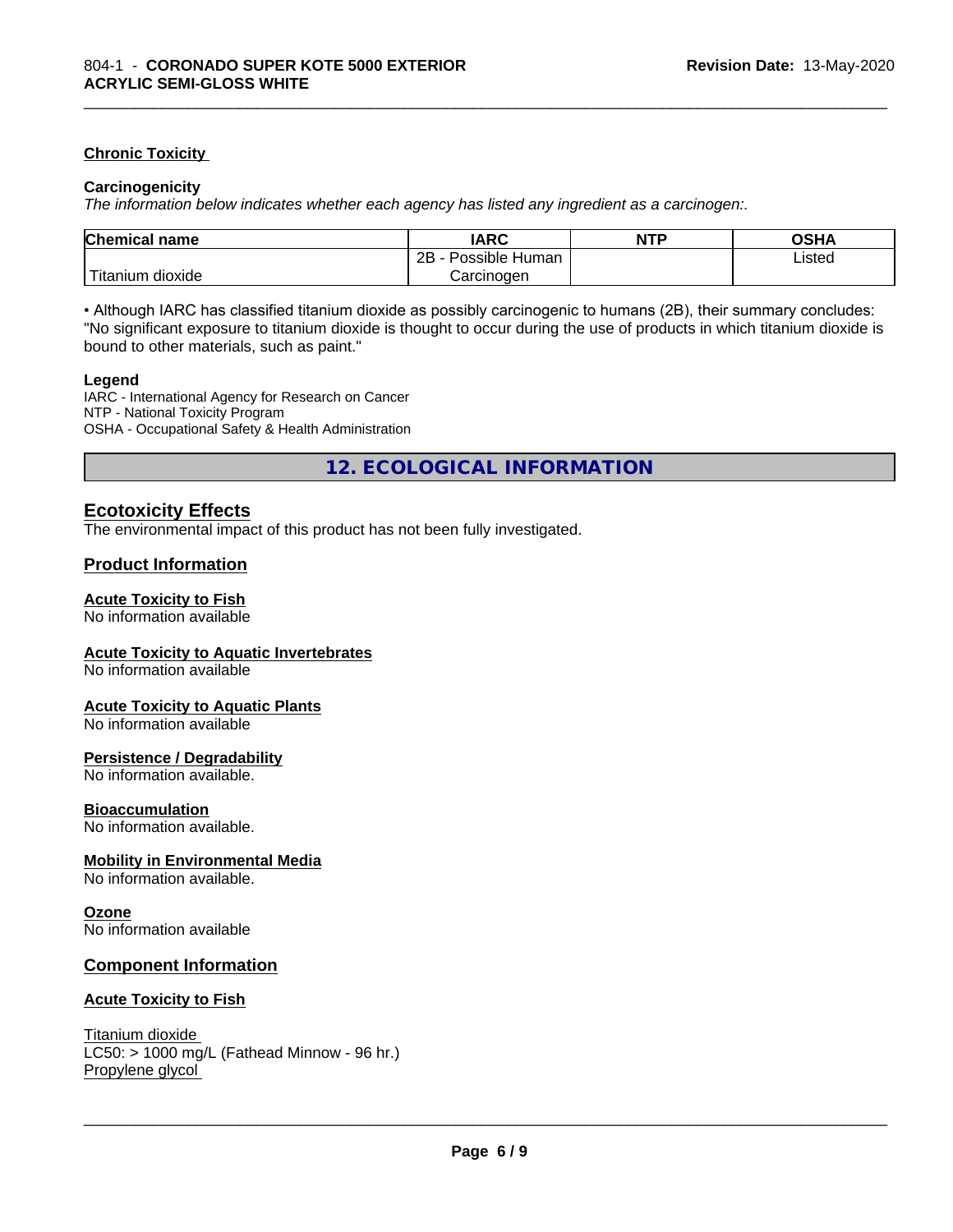### Chronic Toxicity

#### Carcinogenicity

*The information below indicates whether each agency has listed any ingredient as a carcinogen:.*

| Chemical name | IARC | NTP | OSHA |
|---|---|---|---|
| Titanium dioxide | 2B - Possible Human Carcinogen | | Listed |

• Although IARC has classified titanium dioxide as possibly carcinogenic to humans (2B), their summary concludes: "No significant exposure to titanium dioxide is thought to occur during the use of products in which titanium dioxide is bound to other materials, such as paint."

**Legend**

IARC - International Agency for Research on Cancer
NTP - National Toxicity Program
OSHA - Occupational Safety & Health Administration

## 12. ECOLOGICAL INFORMATION

### Ecotoxicity Effects

The environmental impact of this product has not been fully investigated.

### Product Information

**Acute Toxicity to Fish**
No information available

**Acute Toxicity to Aquatic Invertebrates**
No information available

**Acute Toxicity to Aquatic Plants**
No information available

**Persistence / Degradability**
No information available.

**Bioaccumulation**
No information available.

**Mobility in Environmental Media**
No information available.

**Ozone**
No information available

### Component Information

**Acute Toxicity to Fish**

Titanium dioxide
LC50: > 1000 mg/L (Fathead Minnow - 96 hr.)
Propylene glycol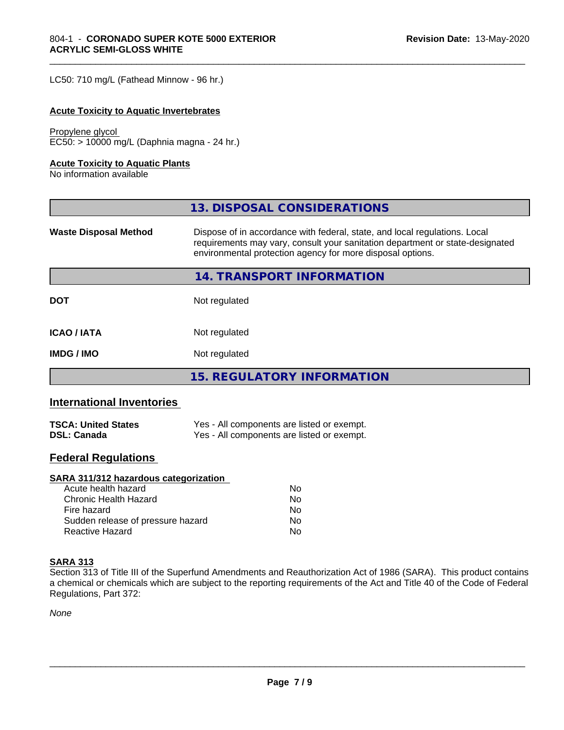LC50: 710 mg/L (Fathead Minnow - 96 hr.)

**Acute Toxicity to Aquatic Invertebrates**

Propylene glycol
EC50: > 10000 mg/L (Daphnia magna - 24 hr.)

**Acute Toxicity to Aquatic Plants**
No information available

## 13. DISPOSAL CONSIDERATIONS

| | |
|---|---|
| **Waste Disposal Method** | Dispose of in accordance with federal, state, and local regulations. Local requirements may vary, consult your sanitation department or state-designated environmental protection agency for more disposal options. |

## 14. TRANSPORT INFORMATION

| | |
|---|---|
| **DOT** | Not regulated |
| **ICAO / IATA** | Not regulated |
| **IMDG / IMO** | Not regulated |

## 15. REGULATORY INFORMATION

### International Inventories

| | |
|---|---|
| **TSCA: United States** | Yes - All components are listed or exempt. |
| **DSL: Canada** | Yes - All components are listed or exempt. |

### Federal Regulations

**SARA 311/312 hazardous categorization**

| | |
|---|---|
| Acute health hazard | No |
| Chronic Health Hazard | No |
| Fire hazard | No |
| Sudden release of pressure hazard | No |
| Reactive Hazard | No |

**SARA 313**
Section 313 of Title III of the Superfund Amendments and Reauthorization Act of 1986 (SARA). This product contains a chemical or chemicals which are subject to the reporting requirements of the Act and Title 40 of the Code of Federal Regulations, Part 372:

*None*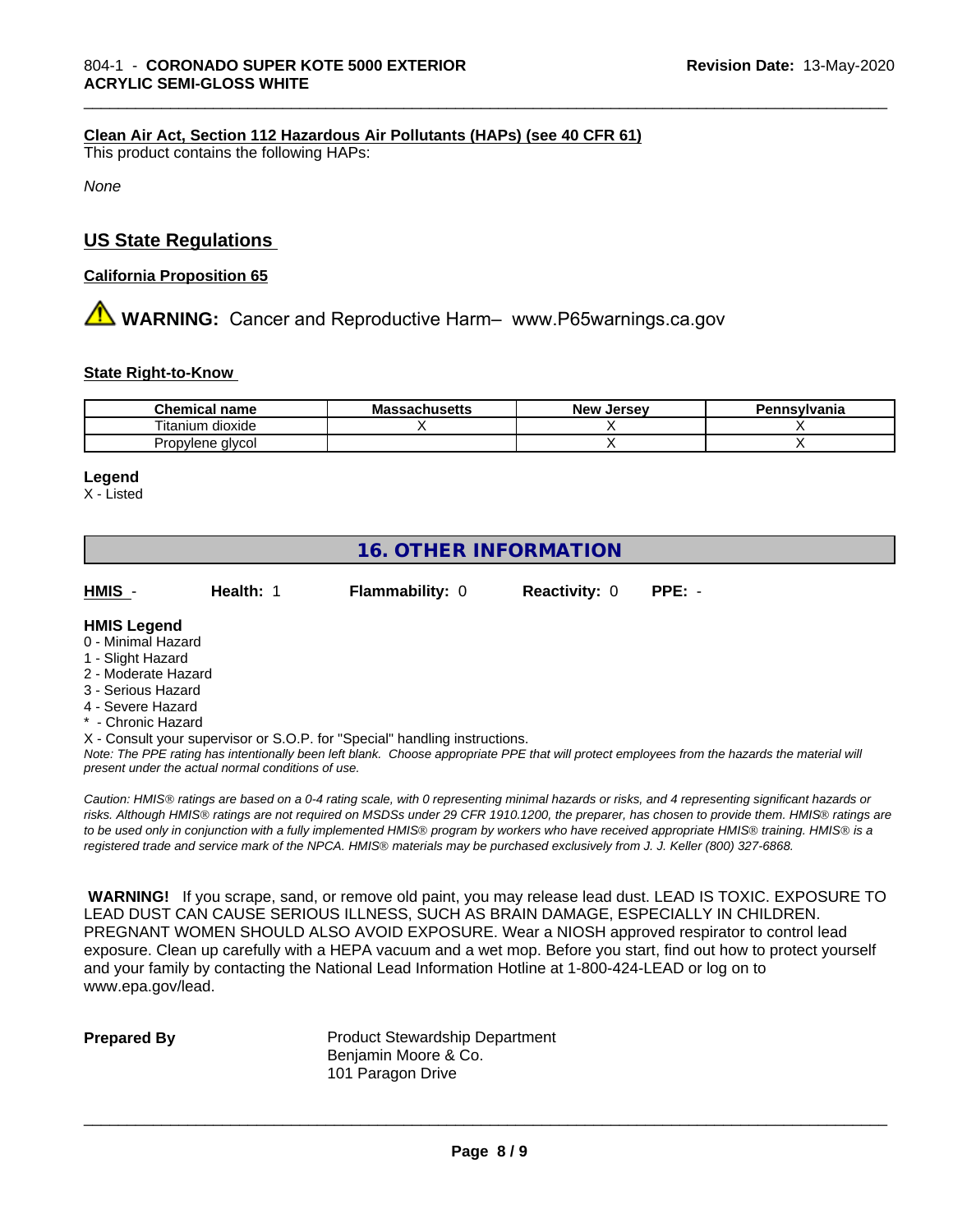**Clean Air Act, Section 112 Hazardous Air Pollutants (HAPs) (see 40 CFR 61)**

This product contains the following HAPs:

*None*

## US State Regulations

**California Proposition 65**

**WARNING:** Cancer and Reproductive Harm– www.P65warnings.ca.gov

**State Right-to-Know**

| Chemical name | Massachusetts | New Jersey | Pennsylvania |
|---|---|---|---|
| Titanium dioxide | X | X | X |
| Propylene glycol | | X | X |

**Legend**

X - Listed

# 16. OTHER INFORMATION

**HMIS** - **Health:** 1 **Flammability:** 0 **Reactivity:** 0 **PPE:** -

**HMIS Legend**

0 - Minimal Hazard
1 - Slight Hazard
2 - Moderate Hazard
3 - Serious Hazard
4 - Severe Hazard
* - Chronic Hazard
X - Consult your supervisor or S.O.P. for "Special" handling instructions.

*Note: The PPE rating has intentionally been left blank. Choose appropriate PPE that will protect employees from the hazards the material will present under the actual normal conditions of use.*

*Caution: HMIS® ratings are based on a 0-4 rating scale, with 0 representing minimal hazards or risks, and 4 representing significant hazards or risks. Although HMIS® ratings are not required on MSDSs under 29 CFR 1910.1200, the preparer, has chosen to provide them. HMIS® ratings are to be used only in conjunction with a fully implemented HMIS® program by workers who have received appropriate HMIS® training. HMIS® is a registered trade and service mark of the NPCA. HMIS® materials may be purchased exclusively from J. J. Keller (800) 327-6868.*

**WARNING!** If you scrape, sand, or remove old paint, you may release lead dust. LEAD IS TOXIC. EXPOSURE TO LEAD DUST CAN CAUSE SERIOUS ILLNESS, SUCH AS BRAIN DAMAGE, ESPECIALLY IN CHILDREN. PREGNANT WOMEN SHOULD ALSO AVOID EXPOSURE. Wear a NIOSH approved respirator to control lead exposure. Clean up carefully with a HEPA vacuum and a wet mop. Before you start, find out how to protect yourself and your family by contacting the National Lead Information Hotline at 1-800-424-LEAD or log on to www.epa.gov/lead.

**Prepared By**

Product Stewardship Department
Benjamin Moore & Co.
101 Paragon Drive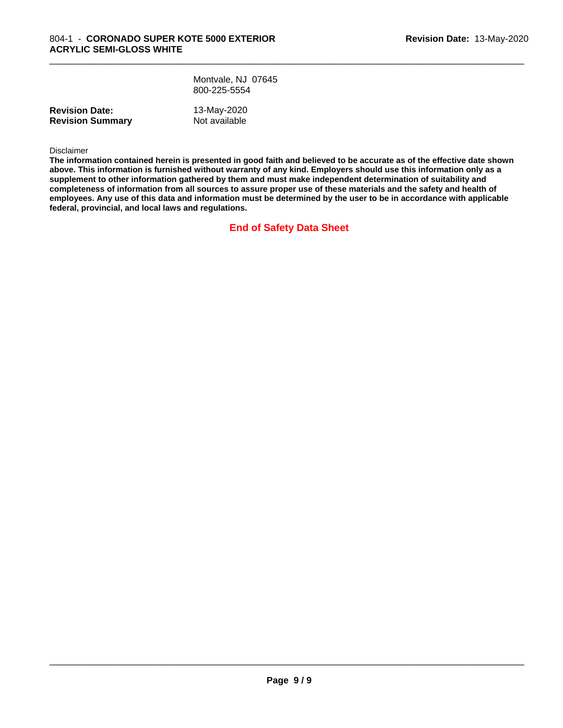Montvale, NJ 07645
800-225-5554

| | |
|---|---|
| **Revision Date:** | 13-May-2020 |
| **Revision Summary** | Not available |

Disclaimer

**The information contained herein is presented in good faith and believed to be accurate as of the effective date shown above. This information is furnished without warranty of any kind. Employers should use this information only as a supplement to other information gathered by them and must make independent determination of suitability and completeness of information from all sources to assure proper use of these materials and the safety and health of employees. Any use of this data and information must be determined by the user to be in accordance with applicable federal, provincial, and local laws and regulations.**

**End of Safety Data Sheet**